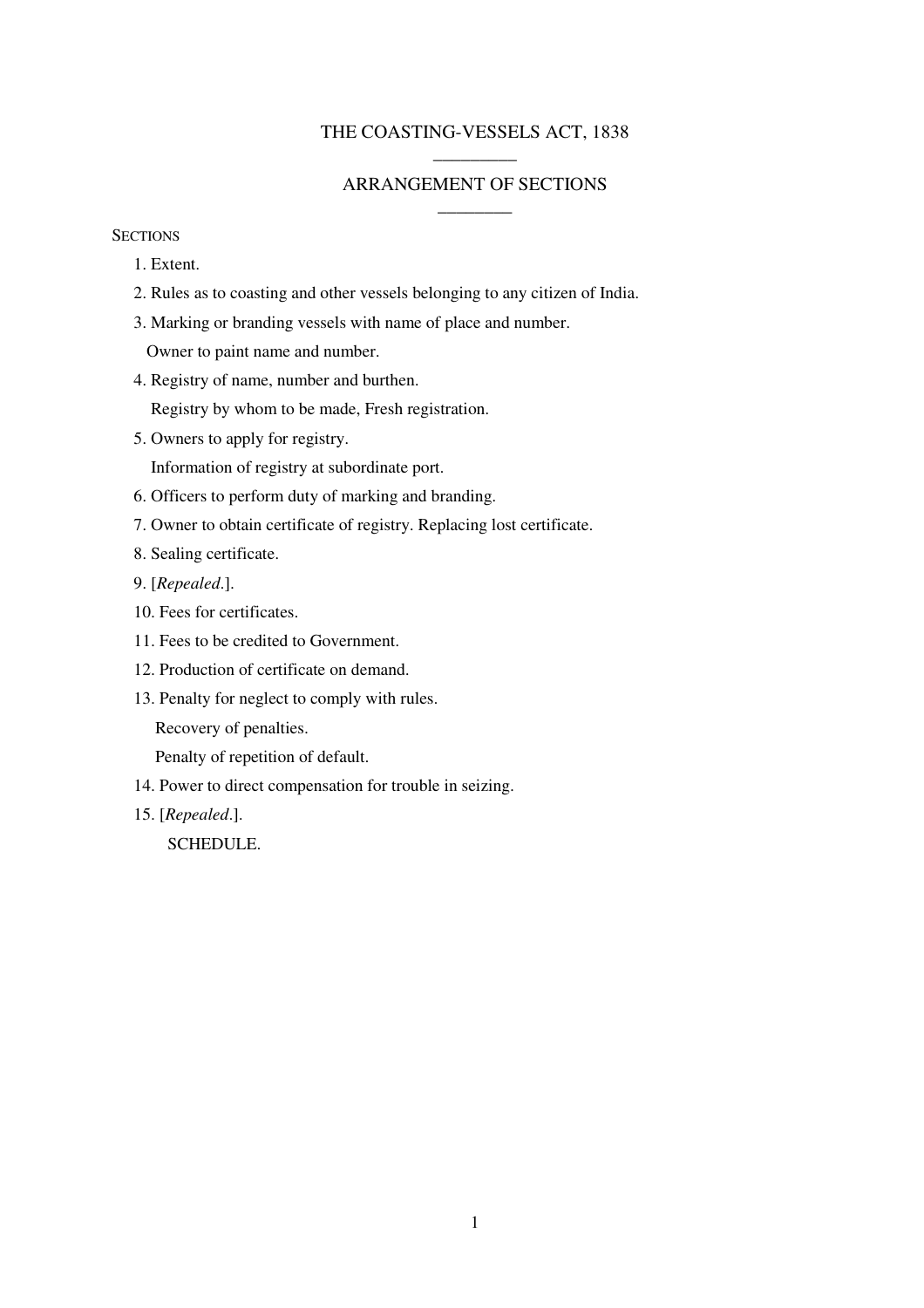# THE COASTING-VESSELS ACT, 1838

## ARRANGEMENT OF SECTIONS

SECTIONS

1. Extent.
2. Rules as to coasting and other vessels belonging to any citizen of India.
3. Marking or branding vessels with name of place and number.

   Owner to paint name and number.
4. Registry of name, number and burthen.

   Registry by whom to be made, Fresh registration.
5. Owners to apply for registry.

   Information of registry at subordinate port.
6. Officers to perform duty of marking and branding.
7. Owner to obtain certificate of registry. Replacing lost certificate.
8. Sealing certificate.
9. [*Repealed*.].
10. Fees for certificates.
11. Fees to be credited to Government.
12. Production of certificate on demand.
13. Penalty for neglect to comply with rules.

    Recovery of penalties.

    Penalty of repetition of default.
14. Power to direct compensation for trouble in seizing.
15. [*Repealed*.].

SCHEDULE.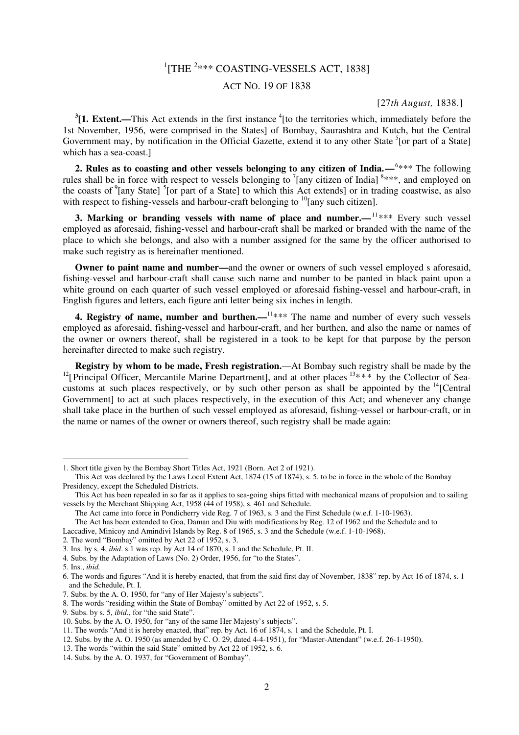# [1][THE [2]*** COASTING-VESSELS ACT, 1838]

## ACT NO. 19 OF 1838

[27*th August,* 1838.]

[3]**[1. Extent.—**This Act extends in the first instance [4][to the territories which, immediately before the 1st November, 1956, were comprised in the States] of Bombay, Saurashtra and Kutch, but the Central Government may, by notification in the Official Gazette, extend it to any other State [5][or part of a State] which has a sea-coast.]

**2. Rules as to coasting and other vessels belonging to any citizen of India.—**[6]*** The following rules shall be in force with respect to vessels belonging to [7][any citizen of India] [8]***, and employed on the coasts of [9][any State] [5][or part of a State] to which this Act extends] or in trading coastwise, as also with respect to fishing-vessels and harbour-craft belonging to [10][any such citizen].

**3. Marking or branding vessels with name of place and number.—**[11]*** Every such vessel employed as aforesaid, fishing-vessel and harbour-craft shall be marked or branded with the name of the place to which she belongs, and also with a number assigned for the same by the officer authorised to make such registry as is hereinafter mentioned.

**Owner to paint name and number—**and the owner or owners of such vessel employed s aforesaid, fishing-vessel and harbour-craft shall cause such name and number to be panted in black paint upon a white ground on each quarter of such vessel employed or aforesaid fishing-vessel and harbour-craft, in English figures and letters, each figure anti letter being six inches in length.

**4. Registry of name, number and burthen.—**[11]*** The name and number of every such vessels employed as aforesaid, fishing-vessel and harbour-craft, and her burthen, and also the name or names of the owner or owners thereof, shall be registered in a took to be kept for that purpose by the person hereinafter directed to make such registry.

**Registry by whom to be made, Fresh registration.**—At Bombay such registry shall be made by the [12][Principal Officer, Mercantile Marine Department], and at other places [13]*** by the Collector of Sea-customs at such places respectively, or by such other person as shall be appointed by the [14][Central Government] to act at such places respectively, in the execution of this Act; and whenever any change shall take place in the burthen of such vessel employed as aforesaid, fishing-vessel or harbour-craft, or in the name or names of the owner or owners thereof, such registry shall be made again:

---

1. Short title given by the Bombay Short Titles Act, 1921 (Bom. Act 2 of 1921).

   This Act was declared by the Laws Local Extent Act, 1874 (15 of 1874), s. 5, to be in force in the whole of the Bombay Presidency, except the Scheduled Districts.

   This Act has been repealed in so far as it applies to sea-going ships fitted with mechanical means of propulsion and to sailing vessels by the Merchant Shipping Act, 1958 (44 of 1958), s. 461 and Schedule.

   The Act came into force in Pondicherry vide Reg. 7 of 1963, s. 3 and the First Schedule (w.e.f. 1-10-1963).

   The Act has been extended to Goa, Daman and Diu with modifications by Reg. 12 of 1962 and the Schedule and to Laccadive, Minicoy and Amindivi Islands by Reg. 8 of 1965, s. 3 and the Schedule (w.e.f. 1-10-1968).

2. The word "Bombay" omitted by Act 22 of 1952, s. 3.
3. Ins. by s. 4, *ibid*. s.1 was rep. by Act 14 of 1870, s. 1 and the Schedule, Pt. II.
4. Subs. by the Adaptation of Laws (No. 2) Order, 1956, for "to the States".
5. Ins., *ibid.*
6. The words and figures "And it is hereby enacted, that from the said first day of November, 1838" rep. by Act 16 of 1874, s. 1 and the Schedule, Pt. I.
7. Subs. by the A. O. 1950, for "any of Her Majesty's subjects".
8. The words "residing within the State of Bombay" omitted by Act 22 of 1952, s. 5.
9. Subs. by s. 5, *ibid*., for "the said State".
10. Subs. by the A. O. 1950, for "any of the same Her Majesty's subjects".
11. The words "And it is hereby enacted, that" rep. by Act. 16 of 1874, s. 1 and the Schedule, Pt. I.
12. Subs. by the A. O. 1950 (as amended by C. O. 29, dated 4-4-1951), for "Master-Attendant" (w.e.f. 26-1-1950).
13. The words "within the said State" omitted by Act 22 of 1952, s. 6.
14. Subs. by the A. O. 1937, for "Government of Bombay".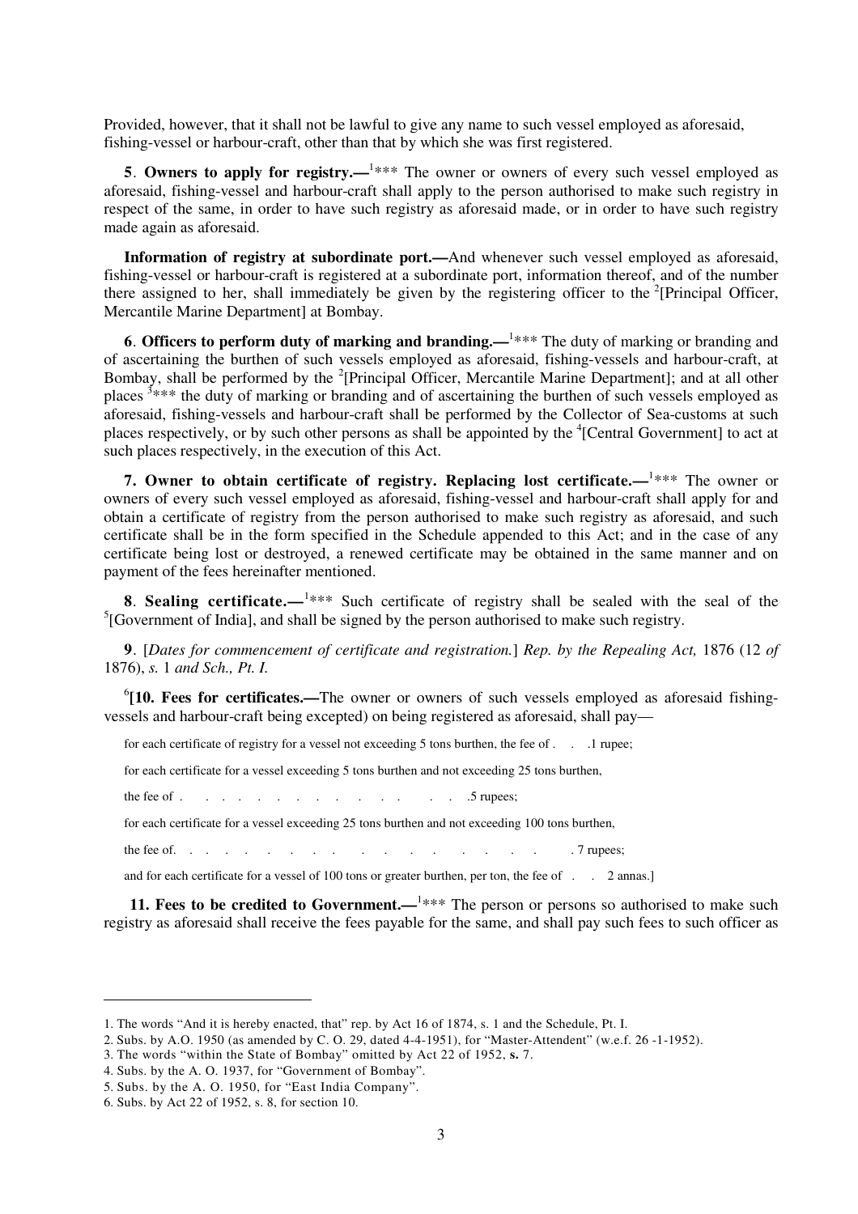Provided, however, that it shall not be lawful to give any name to such vessel employed as aforesaid, fishing-vessel or harbour-craft, other than that by which she was first registered.

**5**. **Owners to apply for registry.—**[1]*** The owner or owners of every such vessel employed as aforesaid, fishing-vessel and harbour-craft shall apply to the person authorised to make such registry in respect of the same, in order to have such registry as aforesaid made, or in order to have such registry made again as aforesaid.

**Information of registry at subordinate port.—**And whenever such vessel employed as aforesaid, fishing-vessel or harbour-craft is registered at a subordinate port, information thereof, and of the number there assigned to her, shall immediately be given by the registering officer to the [2][Principal Officer, Mercantile Marine Department] at Bombay.

**6**. **Officers to perform duty of marking and branding.—**[1]*** The duty of marking or branding and of ascertaining the burthen of such vessels employed as aforesaid, fishing-vessels and harbour-craft, at Bombay, shall be performed by the [2][Principal Officer, Mercantile Marine Department]; and at all other places [3]*** the duty of marking or branding and of ascertaining the burthen of such vessels employed as aforesaid, fishing-vessels and harbour-craft shall be performed by the Collector of Sea-customs at such places respectively, or by such other persons as shall be appointed by the [4][Central Government] to act at such places respectively, in the execution of this Act.

**7. Owner to obtain certificate of registry. Replacing lost certificate.—**[1]*** The owner or owners of every such vessel employed as aforesaid, fishing-vessel and harbour-craft shall apply for and obtain a certificate of registry from the person authorised to make such registry as aforesaid, and such certificate shall be in the form specified in the Schedule appended to this Act; and in the case of any certificate being lost or destroyed, a renewed certificate may be obtained in the same manner and on payment of the fees hereinafter mentioned.

**8**. **Sealing certificate.—**[1]*** Such certificate of registry shall be sealed with the seal of the [5][Government of India], and shall be signed by the person authorised to make such registry.

**9**. [*Dates for commencement of certificate and registration.*] *Rep. by the Repealing Act,* 1876 (12 *of* 1876), *s.* 1 *and Sch., Pt. I.*

[6]**[10. Fees for certificates.—**The owner or owners of such vessels employed as aforesaid fishing-vessels and harbour-craft being excepted) on being registered as aforesaid, shall pay—

for each certificate of registry for a vessel not exceeding 5 tons burthen, the fee of . . .1 rupee;

for each certificate for a vessel exceeding 5 tons burthen and not exceeding 25 tons burthen,

the fee of . . . . . . . . . . . . . . . .5 rupees;

for each certificate for a vessel exceeding 25 tons burthen and not exceeding 100 tons burthen,

the fee of. . . . . . . . . . . . . . . . . . 7 rupees;

and for each certificate for a vessel of 100 tons or greater burthen, per ton, the fee of . . 2 annas.]

**11. Fees to be credited to Government.—**[1]*** The person or persons so authorised to make such registry as aforesaid shall receive the fees payable for the same, and shall pay such fees to such officer as

---

1. The words "And it is hereby enacted, that" rep. by Act 16 of 1874, s. 1 and the Schedule, Pt. I.
2. Subs. by A.O. 1950 (as amended by C. O. 29, dated 4-4-1951), for "Master-Attendent" (w.e.f. 26 -1-1952).
3. The words "within the State of Bombay" omitted by Act 22 of 1952, **s.** 7.
4. Subs. by the A. O. 1937, for "Government of Bombay".
5. Subs. by the A. O. 1950, for "East India Company".
6. Subs. by Act 22 of 1952, s. 8, for section 10.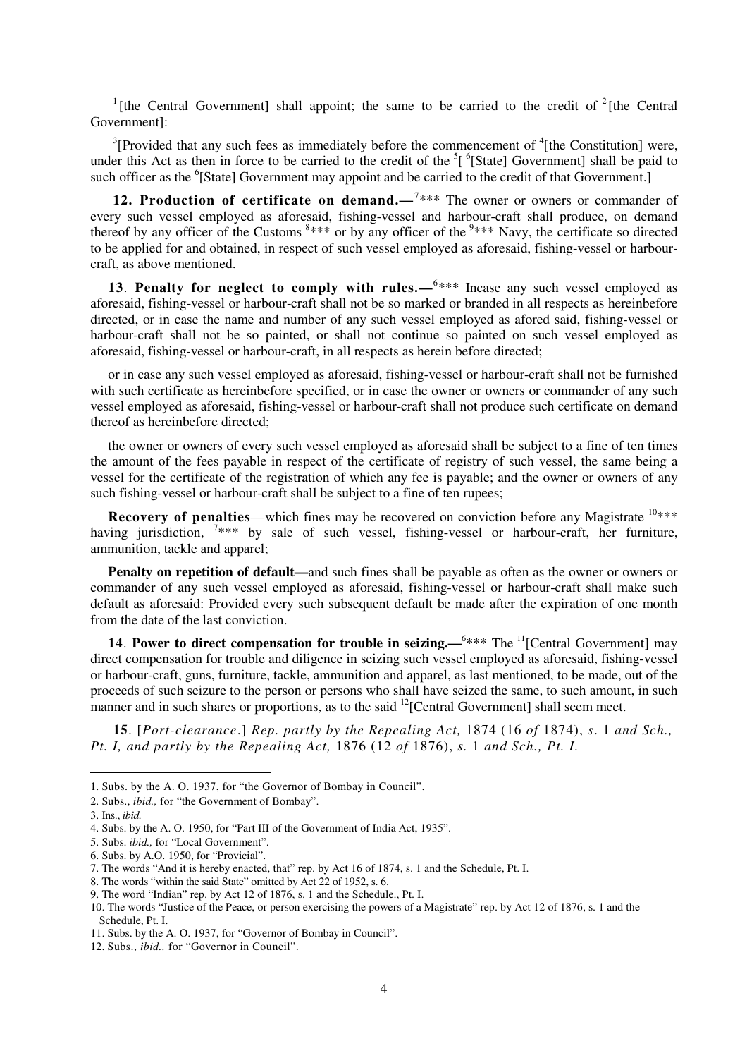[1][the Central Government] shall appoint; the same to be carried to the credit of [2][the Central Government]:

[3][Provided that any such fees as immediately before the commencement of [4][the Constitution] were, under this Act as then in force to be carried to the credit of the [5][ [6][State] Government] shall be paid to such officer as the [6][State] Government may appoint and be carried to the credit of that Government.]

**12. Production of certificate on demand.—** [7]*** The owner or owners or commander of every such vessel employed as aforesaid, fishing-vessel and harbour-craft shall produce, on demand thereof by any officer of the Customs [8]*** or by any officer of the [9]*** Navy, the certificate so directed to be applied for and obtained, in respect of such vessel employed as aforesaid, fishing-vessel or harbour-craft, as above mentioned.

**13**. **Penalty for neglect to comply with rules.—** [6]*** Incase any such vessel employed as aforesaid, fishing-vessel or harbour-craft shall not be so marked or branded in all respects as hereinbefore directed, or in case the name and number of any such vessel employed as afored said, fishing-vessel or harbour-craft shall not be so painted, or shall not continue so painted on such vessel employed as aforesaid, fishing-vessel or harbour-craft, in all respects as herein before directed;

or in case any such vessel employed as aforesaid, fishing-vessel or harbour-craft shall not be furnished with such certificate as hereinbefore specified, or in case the owner or owners or commander of any such vessel employed as aforesaid, fishing-vessel or harbour-craft shall not produce such certificate on demand thereof as hereinbefore directed;

the owner or owners of every such vessel employed as aforesaid shall be subject to a fine of ten times the amount of the fees payable in respect of the certificate of registry of such vessel, the same being a vessel for the certificate of the registration of which any fee is payable; and the owner or owners of any such fishing-vessel or harbour-craft shall be subject to a fine of ten rupees;

**Recovery of penalties**—which fines may be recovered on conviction before any Magistrate [10]*** having jurisdiction, [7]*** by sale of such vessel, fishing-vessel or harbour-craft, her furniture, ammunition, tackle and apparel;

**Penalty on repetition of default—**and such fines shall be payable as often as the owner or owners or commander of any such vessel employed as aforesaid, fishing-vessel or harbour-craft shall make such default as aforesaid: Provided every such subsequent default be made after the expiration of one month from the date of the last conviction.

**14**. **Power to direct compensation for trouble in seizing.—** [6]*** The [11][Central Government] may direct compensation for trouble and diligence in seizing such vessel employed as aforesaid, fishing-vessel or harbour-craft, guns, furniture, tackle, ammunition and apparel, as last mentioned, to be made, out of the proceeds of such seizure to the person or persons who shall have seized the same, to such amount, in such manner and in such shares or proportions, as to the said [12][Central Government] shall seem meet.

**15**. [*Port-clearance*.] *Rep. partly by the Repealing Act,* 1874 (16 *of* 1874), *s.* 1 *and Sch., Pt. I, and partly by the Repealing Act,* 1876 (12 *of* 1876), *s.* 1 *and Sch., Pt. I.*

---

1. Subs. by the A. O. 1937, for "the Governor of Bombay in Council".
2. Subs., *ibid.,* for "the Government of Bombay".
3. Ins., *ibid.*
4. Subs. by the A. O. 1950, for "Part III of the Government of India Act, 1935".
5. Subs. *ibid.,* for "Local Government".
6. Subs. by A.O. 1950, for "Provicial".
7. The words "And it is hereby enacted, that" rep. by Act 16 of 1874, s. 1 and the Schedule, Pt. I.
8. The words "within the said State" omitted by Act 22 of 1952, s. 6.
9. The word "Indian" rep. by Act 12 of 1876, s. 1 and the Schedule., Pt. I.
10. The words "Justice of the Peace, or person exercising the powers of a Magistrate" rep. by Act 12 of 1876, s. 1 and the Schedule, Pt. I.
11. Subs. by the A. O. 1937, for "Governor of Bombay in Council".
12. Subs., *ibid.,* for "Governor in Council".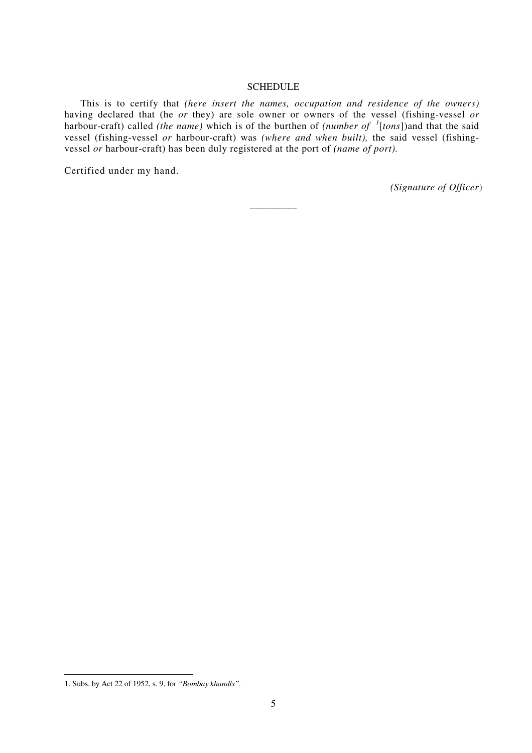SCHEDULE

This is to certify that *(here insert the names, occupation and residence of the owners)* having declared that (he *or* they) are sole owner or owners of the vessel (fishing-vessel *or* harbour-craft) called *(the name)* which is of the burthen of *(number of* [1][*tons*])and that the said vessel (fishing-vessel *or* harbour-craft) was *(where and when built),* the said vessel (fishing-vessel *or* harbour-craft) has been duly registered at the port of *(name of port).*

Certified under my hand.

*(Signature of Officer)*

---

1. Subs. by Act 22 of 1952, s. 9, for *"Bombay khandls"*.